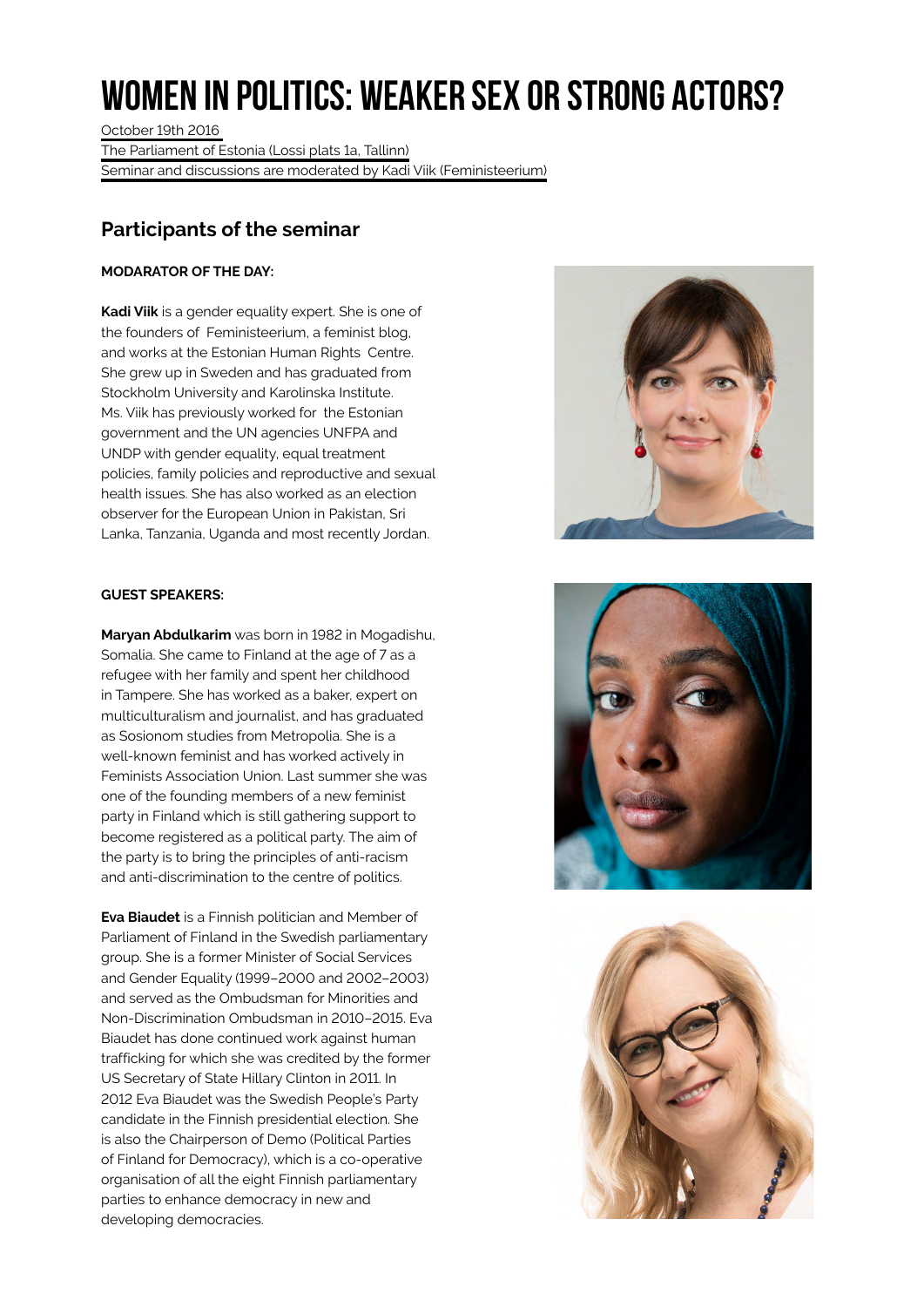# WOMEN IN POLITICS: WEAKER SEX OR STRONG ACTORS?

October 19th 2016
The Parliament of Estonia (Lossi plats 1a, Tallinn)
Seminar and discussions are moderated by Kadi Viik (Feministeerium)

## Participants of the seminar

**MODARATOR OF THE DAY:**

**Kadi Viik** is a gender equality expert. She is one of the founders of Feministeerium, a feminist blog, and works at the Estonian Human Rights Centre. She grew up in Sweden and has graduated from Stockholm University and Karolinska Institute. Ms. Viik has previously worked for the Estonian government and the UN agencies UNFPA and UNDP with gender equality, equal treatment policies, family policies and reproductive and sexual health issues. She has also worked as an election observer for the European Union in Pakistan, Sri Lanka, Tanzania, Uganda and most recently Jordan.

**GUEST SPEAKERS:**

**Maryan Abdulkarim** was born in 1982 in Mogadishu, Somalia. She came to Finland at the age of 7 as a refugee with her family and spent her childhood in Tampere. She has worked as a baker, expert on multiculturalism and journalist, and has graduated as Sosionom studies from Metropolia. She is a well-known feminist and has worked actively in Feminists Association Union. Last summer she was one of the founding members of a new feminist party in Finland which is still gathering support to become registered as a political party. The aim of the party is to bring the principles of anti-racism and anti-discrimination to the centre of politics.

**Eva Biaudet** is a Finnish politician and Member of Parliament of Finland in the Swedish parliamentary group. She is a former Minister of Social Services and Gender Equality (1999–2000 and 2002–2003) and served as the Ombudsman for Minorities and Non-Discrimination Ombudsman in 2010–2015. Eva Biaudet has done continued work against human trafficking for which she was credited by the former US Secretary of State Hillary Clinton in 2011. In 2012 Eva Biaudet was the Swedish People's Party candidate in the Finnish presidential election. She is also the Chairperson of Demo (Political Parties of Finland for Democracy), which is a co-operative organisation of all the eight Finnish parliamentary parties to enhance democracy in new and developing democracies.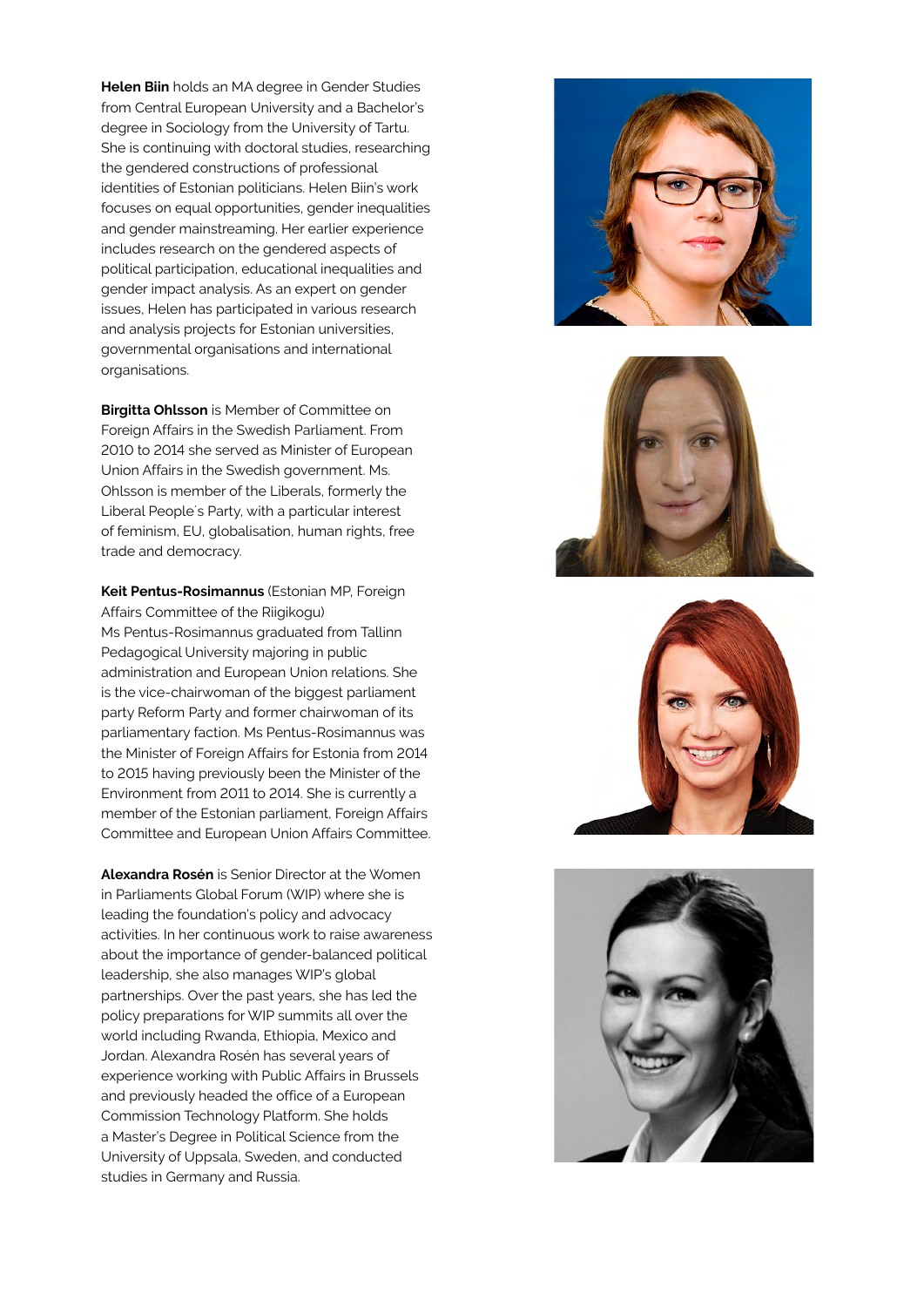**Helen Biin** holds an MA degree in Gender Studies from Central European University and a Bachelor's degree in Sociology from the University of Tartu. She is continuing with doctoral studies, researching the gendered constructions of professional identities of Estonian politicians. Helen Biin's work focuses on equal opportunities, gender inequalities and gender mainstreaming. Her earlier experience includes research on the gendered aspects of political participation, educational inequalities and gender impact analysis. As an expert on gender issues, Helen has participated in various research and analysis projects for Estonian universities, governmental organisations and international organisations.

**Birgitta Ohlsson** is Member of Committee on Foreign Affairs in the Swedish Parliament. From 2010 to 2014 she served as Minister of European Union Affairs in the Swedish government. Ms. Ohlsson is member of the Liberals, formerly the Liberal People´s Party, with a particular interest of feminism, EU, globalisation, human rights, free trade and democracy.

**Keit Pentus-Rosimannus** (Estonian MP, Foreign Affairs Committee of the Riigikogu)
Ms Pentus-Rosimannus graduated from Tallinn Pedagogical University majoring in public administration and European Union relations. She is the vice-chairwoman of the biggest parliament party Reform Party and former chairwoman of its parliamentary faction. Ms Pentus-Rosimannus was the Minister of Foreign Affairs for Estonia from 2014 to 2015 having previously been the Minister of the Environment from 2011 to 2014. She is currently a member of the Estonian parliament, Foreign Affairs Committee and European Union Affairs Committee.

**Alexandra Rosén** is Senior Director at the Women in Parliaments Global Forum (WIP) where she is leading the foundation's policy and advocacy activities. In her continuous work to raise awareness about the importance of gender-balanced political leadership, she also manages WIP's global partnerships. Over the past years, she has led the policy preparations for WIP summits all over the world including Rwanda, Ethiopia, Mexico and Jordan. Alexandra Rosén has several years of experience working with Public Affairs in Brussels and previously headed the office of a European Commission Technology Platform. She holds a Master's Degree in Political Science from the University of Uppsala, Sweden, and conducted studies in Germany and Russia.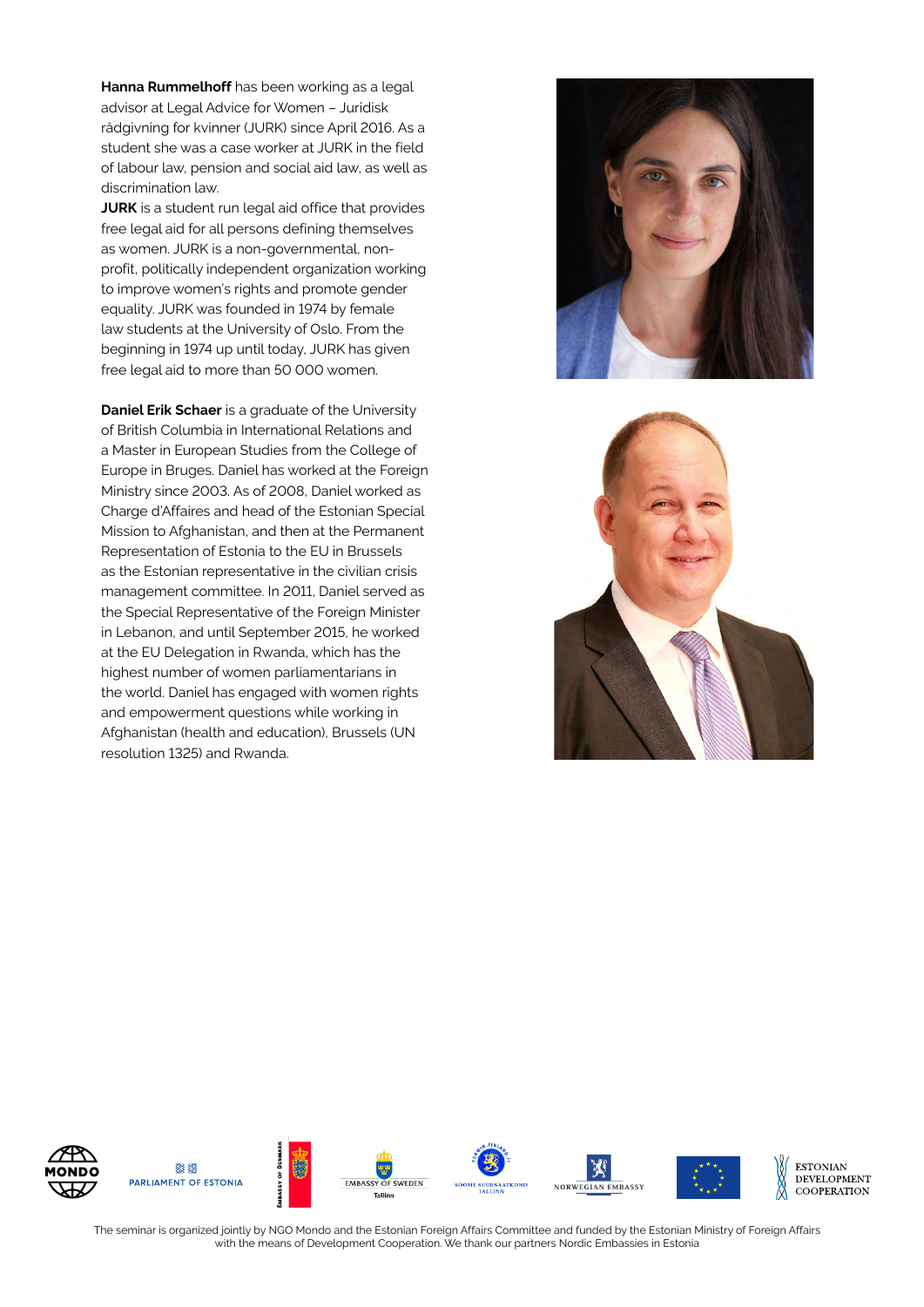**Hanna Rummelhoff** has been working as a legal advisor at Legal Advice for Women – Juridisk rådgivning for kvinner (JURK) since April 2016. As a student she was a case worker at JURK in the field of labour law, pension and social aid law, as well as discrimination law.

**JURK** is a student run legal aid office that provides free legal aid for all persons defining themselves as women. JURK is a non-governmental, non-profit, politically independent organization working to improve women's rights and promote gender equality. JURK was founded in 1974 by female law students at the University of Oslo. From the beginning in 1974 up until today, JURK has given free legal aid to more than 50 000 women.

**Daniel Erik Schaer** is a graduate of the University of British Columbia in International Relations and a Master in European Studies from the College of Europe in Bruges. Daniel has worked at the Foreign Ministry since 2003. As of 2008, Daniel worked as Charge d'Affaires and head of the Estonian Special Mission to Afghanistan, and then at the Permanent Representation of Estonia to the EU in Brussels as the Estonian representative in the civilian crisis management committee. In 2011, Daniel served as the Special Representative of the Foreign Minister in Lebanon, and until September 2015, he worked at the EU Delegation in Rwanda, which has the highest number of women parliamentarians in the world. Daniel has engaged with women rights and empowerment questions while working in Afghanistan (health and education), Brussels (UN resolution 1325) and Rwanda.

MONDO | PARLIAMENT OF ESTONIA | EMBASSY OF DENMARK | EMBASSY OF SWEDEN Tallinn | SOOMI SUURSAATKOND TALLINN | NORWEGIAN EMBASSY | ESTONIAN DEVELOPMENT COOPERATION

The seminar is organized jointly by NGO Mondo and the Estonian Foreign Affairs Committee and funded by the Estonian Ministry of Foreign Affairs with the means of Development Cooperation. We thank our partners Nordic Embassies in Estonia